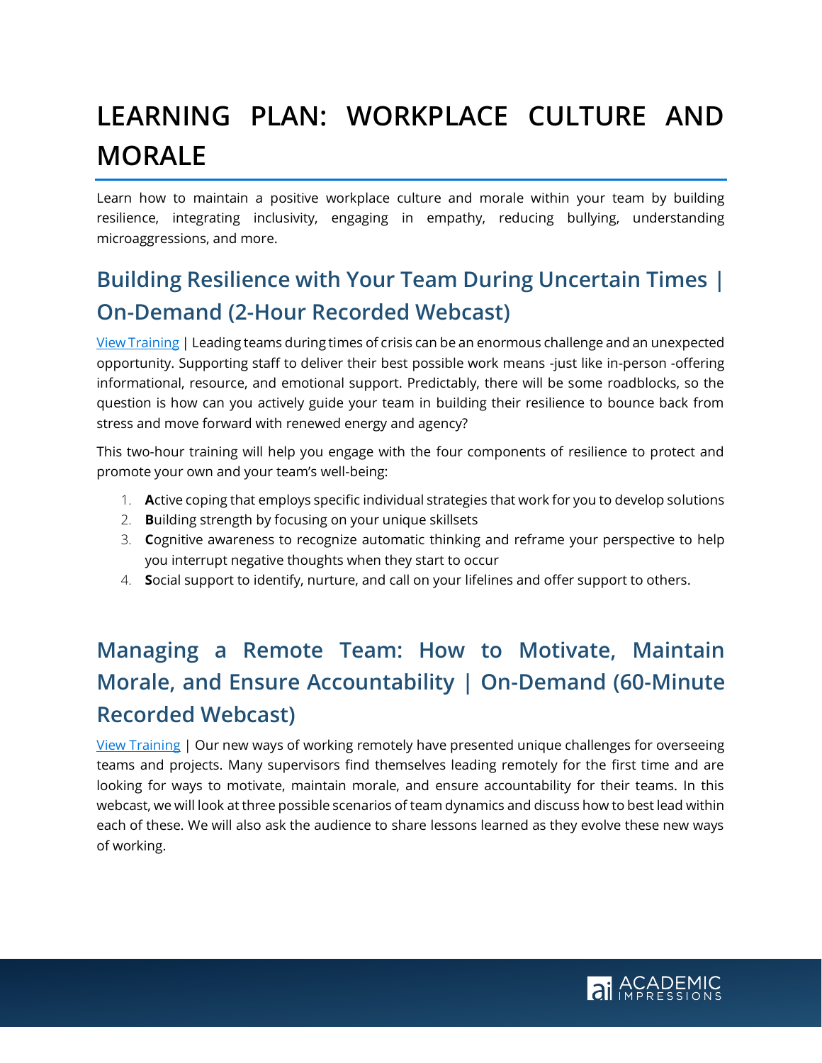# LEARNING PLAN: WORKPLACE CULTURE AND MORALE

Learn how to maintain a positive workplace culture and morale within your team by building resilience, integrating inclusivity, engaging in empathy, reducing bullying, understanding microaggressions, and more.

## Building Resilience with Your Team During Uncertain Times | On-Demand (2-Hour Recorded Webcast)

View Training | Leading teams during times of crisis can be an enormous challenge and an unexpected opportunity. Supporting staff to deliver their best possible work means -just like in-person -offering informational, resource, and emotional support. Predictably, there will be some roadblocks, so the question is how can you actively guide your team in building their resilience to bounce back from stress and move forward with renewed energy and agency?

This two-hour training will help you engage with the four components of resilience to protect and promote your own and your team's well-being:

1. **A**ctive coping that employs specific individual strategies that work for you to develop solutions
2. **B**uilding strength by focusing on your unique skillsets
3. **C**ognitive awareness to recognize automatic thinking and reframe your perspective to help you interrupt negative thoughts when they start to occur
4. **S**ocial support to identify, nurture, and call on your lifelines and offer support to others.

## Managing a Remote Team: How to Motivate, Maintain Morale, and Ensure Accountability | On-Demand (60-Minute Recorded Webcast)

View Training | Our new ways of working remotely have presented unique challenges for overseeing teams and projects. Many supervisors find themselves leading remotely for the first time and are looking for ways to motivate, maintain morale, and ensure accountability for their teams. In this webcast, we will look at three possible scenarios of team dynamics and discuss how to best lead within each of these. We will also ask the audience to share lessons learned as they evolve these new ways of working.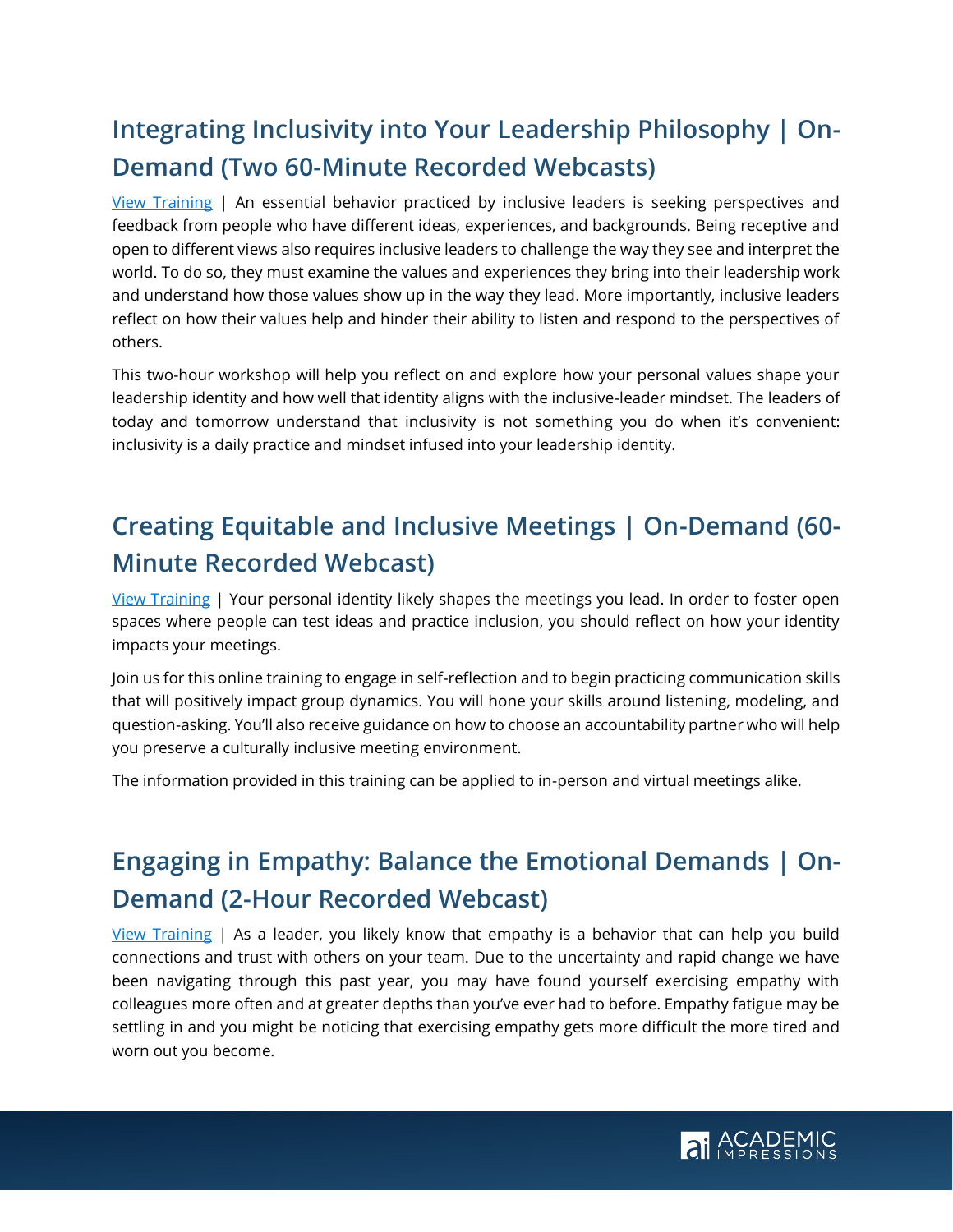## Integrating Inclusivity into Your Leadership Philosophy | On-Demand (Two 60-Minute Recorded Webcasts)

View Training | An essential behavior practiced by inclusive leaders is seeking perspectives and feedback from people who have different ideas, experiences, and backgrounds. Being receptive and open to different views also requires inclusive leaders to challenge the way they see and interpret the world. To do so, they must examine the values and experiences they bring into their leadership work and understand how those values show up in the way they lead. More importantly, inclusive leaders reflect on how their values help and hinder their ability to listen and respond to the perspectives of others.

This two-hour workshop will help you reflect on and explore how your personal values shape your leadership identity and how well that identity aligns with the inclusive-leader mindset. The leaders of today and tomorrow understand that inclusivity is not something you do when it's convenient: inclusivity is a daily practice and mindset infused into your leadership identity.

## Creating Equitable and Inclusive Meetings | On-Demand (60-Minute Recorded Webcast)

View Training | Your personal identity likely shapes the meetings you lead. In order to foster open spaces where people can test ideas and practice inclusion, you should reflect on how your identity impacts your meetings.

Join us for this online training to engage in self-reflection and to begin practicing communication skills that will positively impact group dynamics. You will hone your skills around listening, modeling, and question-asking. You'll also receive guidance on how to choose an accountability partner who will help you preserve a culturally inclusive meeting environment.

The information provided in this training can be applied to in-person and virtual meetings alike.

## Engaging in Empathy: Balance the Emotional Demands | On-Demand (2-Hour Recorded Webcast)

View Training | As a leader, you likely know that empathy is a behavior that can help you build connections and trust with others on your team. Due to the uncertainty and rapid change we have been navigating through this past year, you may have found yourself exercising empathy with colleagues more often and at greater depths than you've ever had to before. Empathy fatigue may be settling in and you might be noticing that exercising empathy gets more difficult the more tired and worn out you become.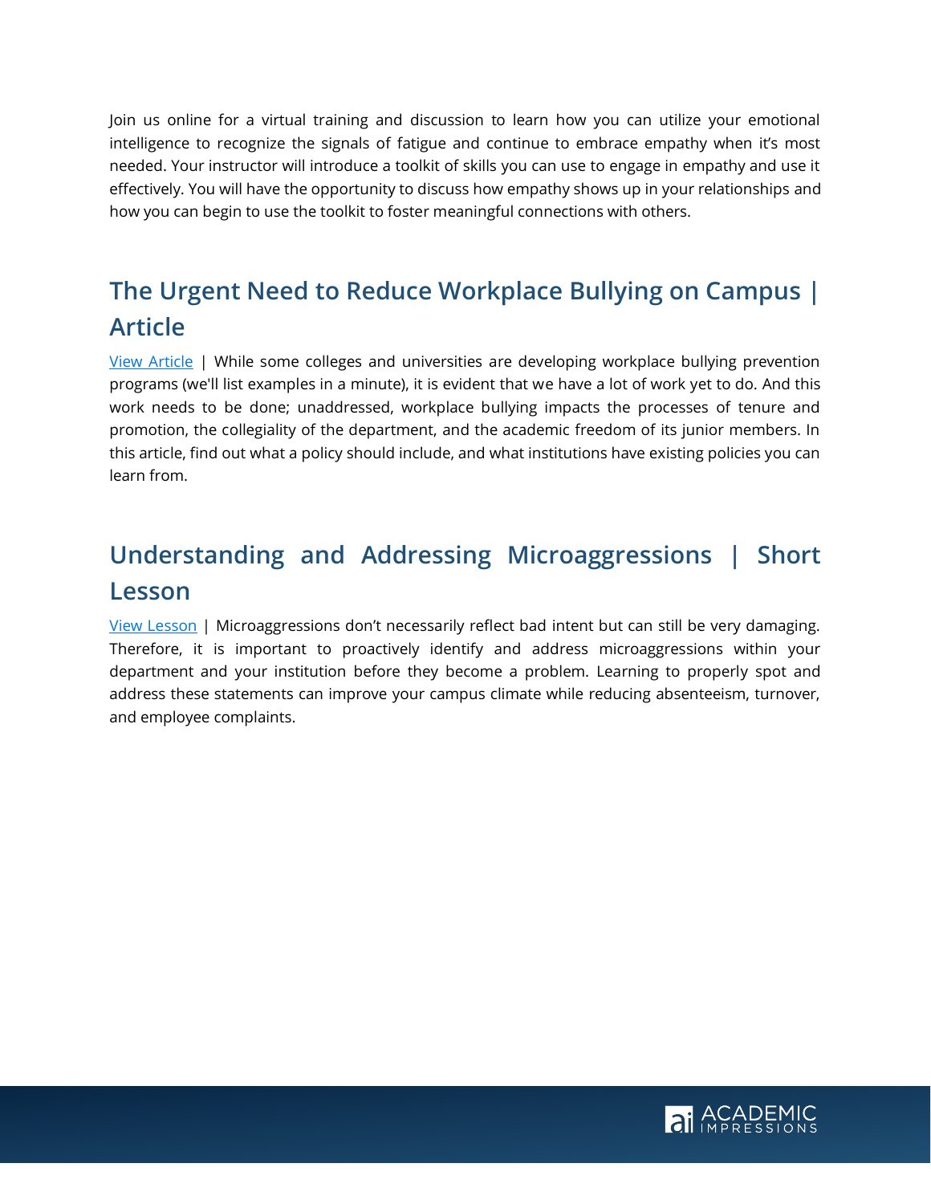Join us online for a virtual training and discussion to learn how you can utilize your emotional intelligence to recognize the signals of fatigue and continue to embrace empathy when it's most needed. Your instructor will introduce a toolkit of skills you can use to engage in empathy and use it effectively. You will have the opportunity to discuss how empathy shows up in your relationships and how you can begin to use the toolkit to foster meaningful connections with others.

## The Urgent Need to Reduce Workplace Bullying on Campus | Article

View Article | While some colleges and universities are developing workplace bullying prevention programs (we'll list examples in a minute), it is evident that we have a lot of work yet to do. And this work needs to be done; unaddressed, workplace bullying impacts the processes of tenure and promotion, the collegiality of the department, and the academic freedom of its junior members. In this article, find out what a policy should include, and what institutions have existing policies you can learn from.

## Understanding and Addressing Microaggressions | Short Lesson

View Lesson | Microaggressions don't necessarily reflect bad intent but can still be very damaging. Therefore, it is important to proactively identify and address microaggressions within your department and your institution before they become a problem. Learning to properly spot and address these statements can improve your campus climate while reducing absenteeism, turnover, and employee complaints.